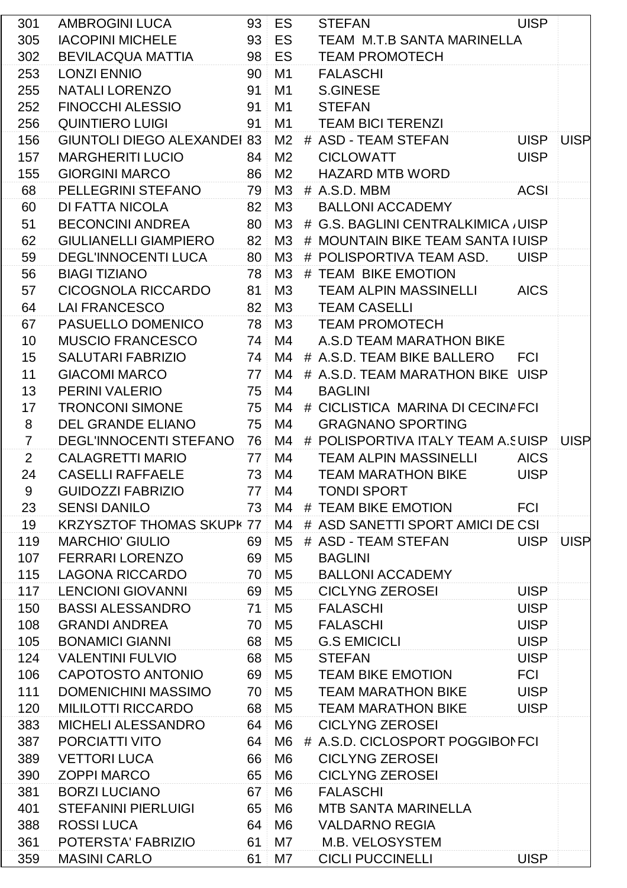| | | | | | | | |
|---|---|---|---|---|---|---|---|
| 301 | AMBROGINI LUCA | 93 | ES | | STEFAN | UISP | |
| 305 | IACOPINI MICHELE | 93 | ES | | TEAM M.T.B SANTA MARINELLA | | |
| 302 | BEVILACQUA MATTIA | 98 | ES | | TEAM PROMOTECH | | |
| 253 | LONZI ENNIO | 90 | M1 | | FALASCHI | | |
| 255 | NATALI LORENZO | 91 | M1 | | S.GINESE | | |
| 252 | FINOCCHI ALESSIO | 91 | M1 | | STEFAN | | |
| 256 | QUINTIERO LUIGI | 91 | M1 | | TEAM BICI TERENZI | | |
| 156 | GIUNTOLI DIEGO ALEXANDEI | 83 | M2 | # | ASD - TEAM STEFAN | UISP | UISP |
| 157 | MARGHERITI LUCIO | 84 | M2 | | CICLOWATT | UISP | |
| 155 | GIORGINI MARCO | 86 | M2 | | HAZARD MTB WORD | | |
| 68 | PELLEGRINI STEFANO | 79 | M3 | # | A.S.D. MBM | ACSI | |
| 60 | DI FATTA NICOLA | 82 | M3 | | BALLONI ACCADEMY | | |
| 51 | BECONCINI ANDREA | 80 | M3 | # | G.S. BAGLINI CENTRALKIMICA / | UISP | |
| 62 | GIULIANELLI GIAMPIERO | 82 | M3 | # | MOUNTAIN BIKE TEAM SANTA I | UISP | |
| 59 | DEGL'INNOCENTI LUCA | 80 | M3 | # | POLISPORTIVA TEAM ASD. | UISP | |
| 56 | BIAGI TIZIANO | 78 | M3 | # | TEAM BIKE EMOTION | | |
| 57 | CICOGNOLA RICCARDO | 81 | M3 | | TEAM ALPIN MASSINELLI | AICS | |
| 64 | LAI FRANCESCO | 82 | M3 | | TEAM CASELLI | | |
| 67 | PASUELLO DOMENICO | 78 | M3 | | TEAM PROMOTECH | | |
| 10 | MUSCIO FRANCESCO | 74 | M4 | | A.S.D TEAM MARATHON BIKE | | |
| 15 | SALUTARI FABRIZIO | 74 | M4 | # | A.S.D. TEAM BIKE BALLERO | FCI | |
| 11 | GIACOMI MARCO | 77 | M4 | # | A.S.D. TEAM MARATHON BIKE | UISP | |
| 13 | PERINI VALERIO | 75 | M4 | | BAGLINI | | |
| 17 | TRONCONI SIMONE | 75 | M4 | # | CICLISTICA MARINA DI CECINA | FCI | |
| 8 | DEL GRANDE ELIANO | 75 | M4 | | GRAGNANO SPORTING | | |
| 7 | DEGL'INNOCENTI STEFANO | 76 | M4 | # | POLISPORTIVA ITALY TEAM A.S | UISP | UISP |
| 2 | CALAGRETTI MARIO | 77 | M4 | | TEAM ALPIN MASSINELLI | AICS | |
| 24 | CASELLI RAFFAELE | 73 | M4 | | TEAM MARATHON BIKE | UISP | |
| 9 | GUIDOZZI FABRIZIO | 77 | M4 | | TONDI SPORT | | |
| 23 | SENSI DANILO | 73 | M4 | # | TEAM BIKE EMOTION | FCI | |
| 19 | KRZYSZTOF THOMAS SKUPK | 77 | M4 | # | ASD SANETTI SPORT AMICI DE | CSI | |
| 119 | MARCHIO' GIULIO | 69 | M5 | # | ASD - TEAM STEFAN | UISP | UISP |
| 107 | FERRARI LORENZO | 69 | M5 | | BAGLINI | | |
| 115 | LAGONA RICCARDO | 70 | M5 | | BALLONI ACCADEMY | | |
| 117 | LENCIONI GIOVANNI | 69 | M5 | | CICLYNG ZEROSEI | UISP | |
| 150 | BASSI ALESSANDRO | 71 | M5 | | FALASCHI | UISP | |
| 108 | GRANDI ANDREA | 70 | M5 | | FALASCHI | UISP | |
| 105 | BONAMICI GIANNI | 68 | M5 | | G.S EMICICLI | UISP | |
| 124 | VALENTINI FULVIO | 68 | M5 | | STEFAN | UISP | |
| 106 | CAPOTOSTO ANTONIO | 69 | M5 | | TEAM BIKE EMOTION | FCI | |
| 111 | DOMENICHINI MASSIMO | 70 | M5 | | TEAM MARATHON BIKE | UISP | |
| 120 | MILILOTTI RICCARDO | 68 | M5 | | TEAM MARATHON BIKE | UISP | |
| 383 | MICHELI ALESSANDRO | 64 | M6 | | CICLYNG ZEROSEI | | |
| 387 | PORCIATTI VITO | 64 | M6 | # | A.S.D. CICLOSPORT POGGIBON | FCI | |
| 389 | VETTORI LUCA | 66 | M6 | | CICLYNG ZEROSEI | | |
| 390 | ZOPPI MARCO | 65 | M6 | | CICLYNG ZEROSEI | | |
| 381 | BORZI LUCIANO | 67 | M6 | | FALASCHI | | |
| 401 | STEFANINI PIERLUIGI | 65 | M6 | | MTB SANTA MARINELLA | | |
| 388 | ROSSI LUCA | 64 | M6 | | VALDARNO REGIA | | |
| 361 | POTERSTA' FABRIZIO | 61 | M7 | | M.B. VELOSYSTEM | | |
| 359 | MASINI CARLO | 61 | M7 | | CICLI PUCCINELLI | UISP | |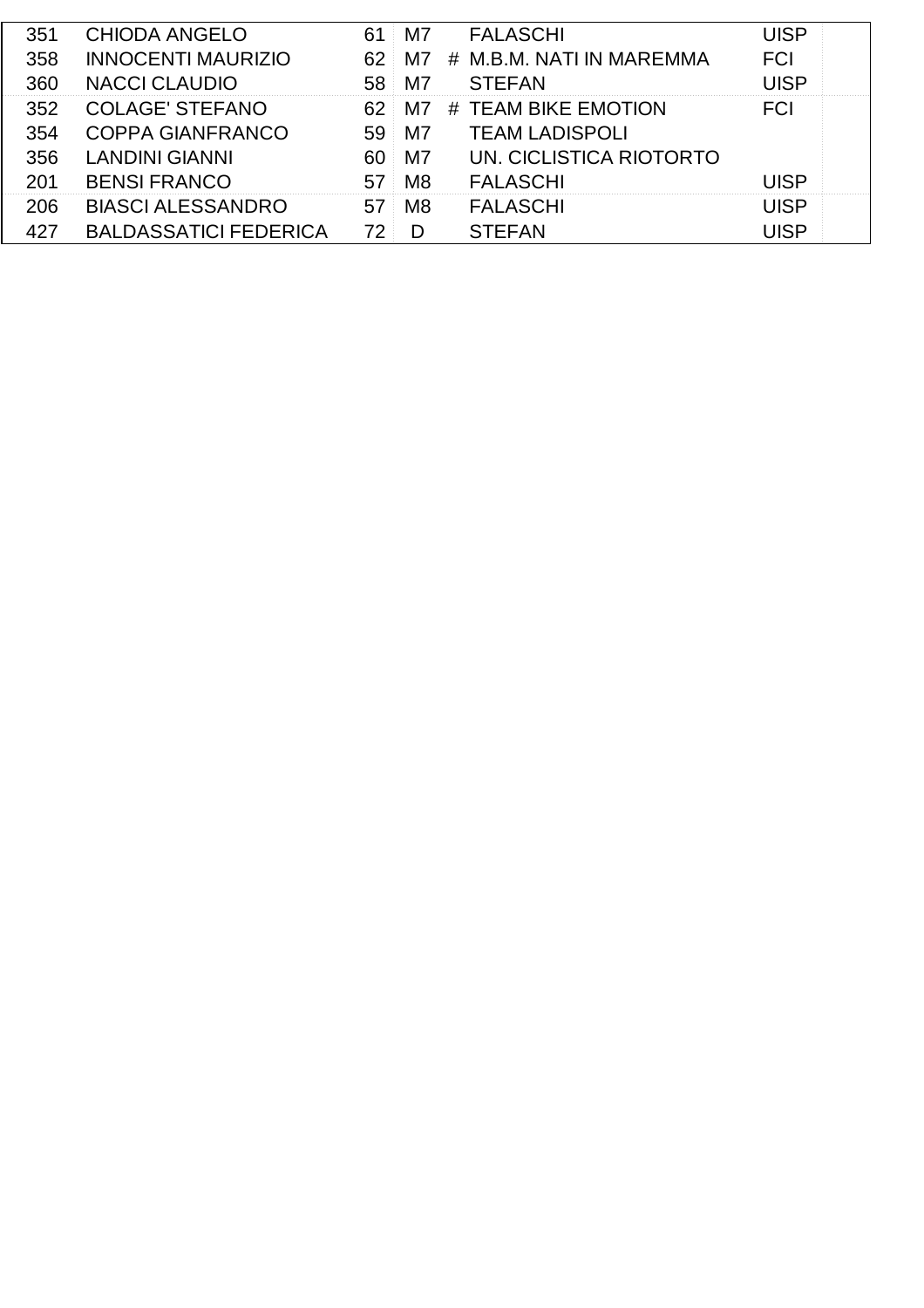| | | | | | | |
|---|---|---|---|---|---|---|
| 351 | CHIODA ANGELO | 61 | M7 | | FALASCHI | UISP |
| 358 | INNOCENTI MAURIZIO | 62 | M7 | # | M.B.M. NATI IN MAREMMA | FCI |
| 360 | NACCI CLAUDIO | 58 | M7 | | STEFAN | UISP |
| 352 | COLAGE' STEFANO | 62 | M7 | # | TEAM BIKE EMOTION | FCI |
| 354 | COPPA GIANFRANCO | 59 | M7 | | TEAM LADISPOLI | |
| 356 | LANDINI GIANNI | 60 | M7 | | UN. CICLISTICA RIOTORTO | |
| 201 | BENSI FRANCO | 57 | M8 | | FALASCHI | UISP |
| 206 | BIASCI ALESSANDRO | 57 | M8 | | FALASCHI | UISP |
| 427 | BALDASSATICI FEDERICA | 72 | D | | STEFAN | UISP |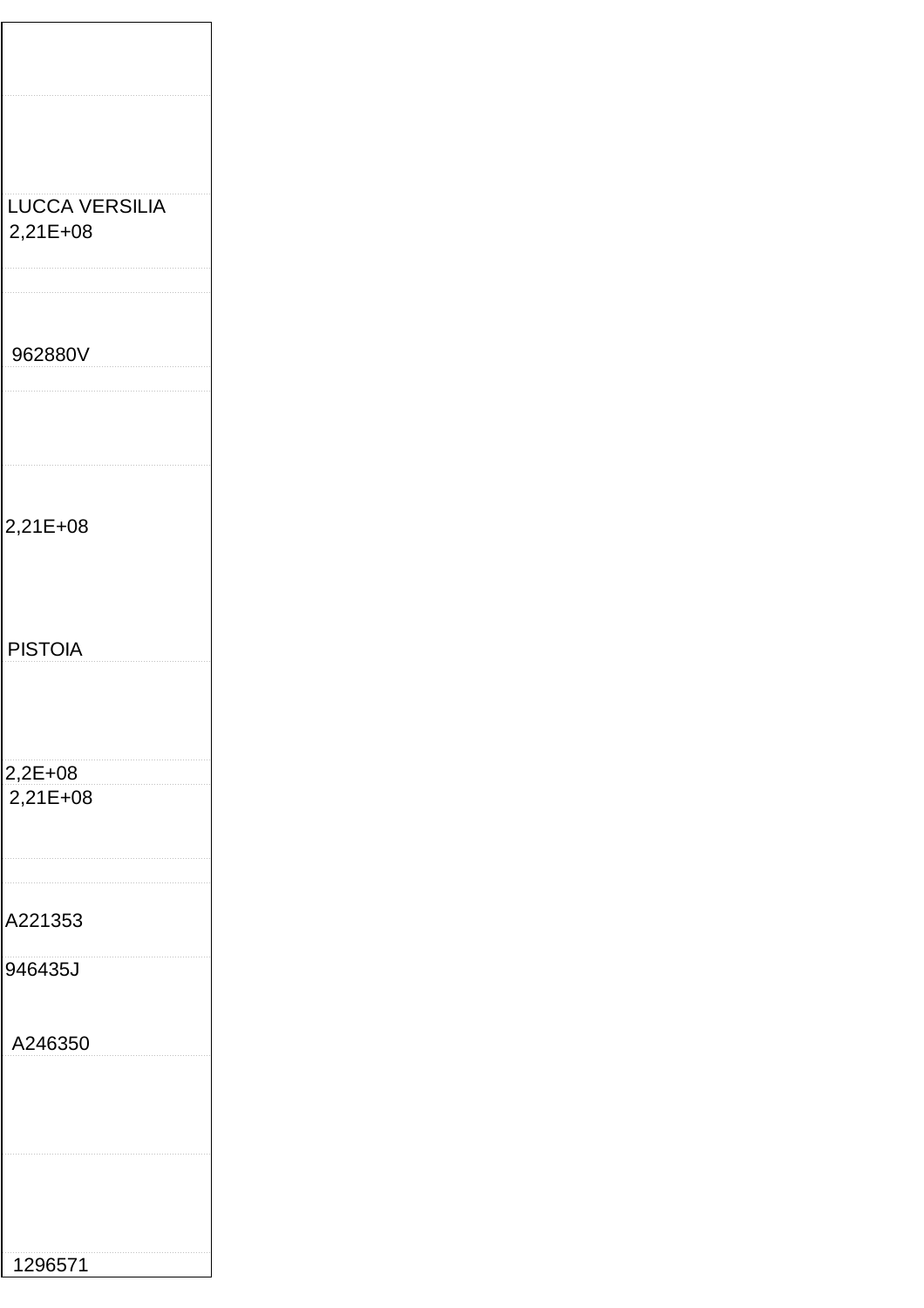| |
|---|
| |
| |
| LUCCA VERSILIA<br>2,21E+08 |
| |
| 962880V |
| |
| 2,21E+08<br><br>PISTOIA |
| |
| 2,2E+08 |
| 2,21E+08 |
| |
| A221353 |
| 946435J<br><br>A246350 |
| |
| |
| 1296571 |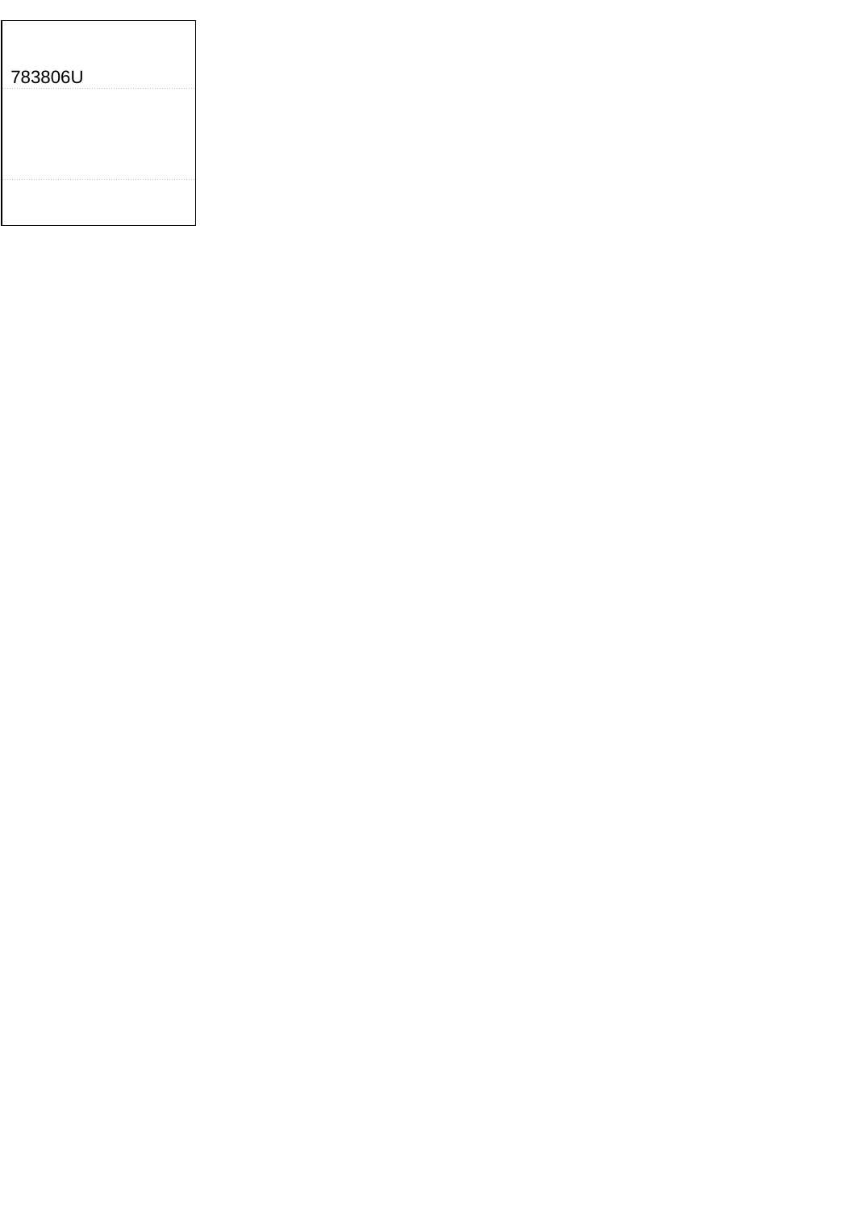783806U